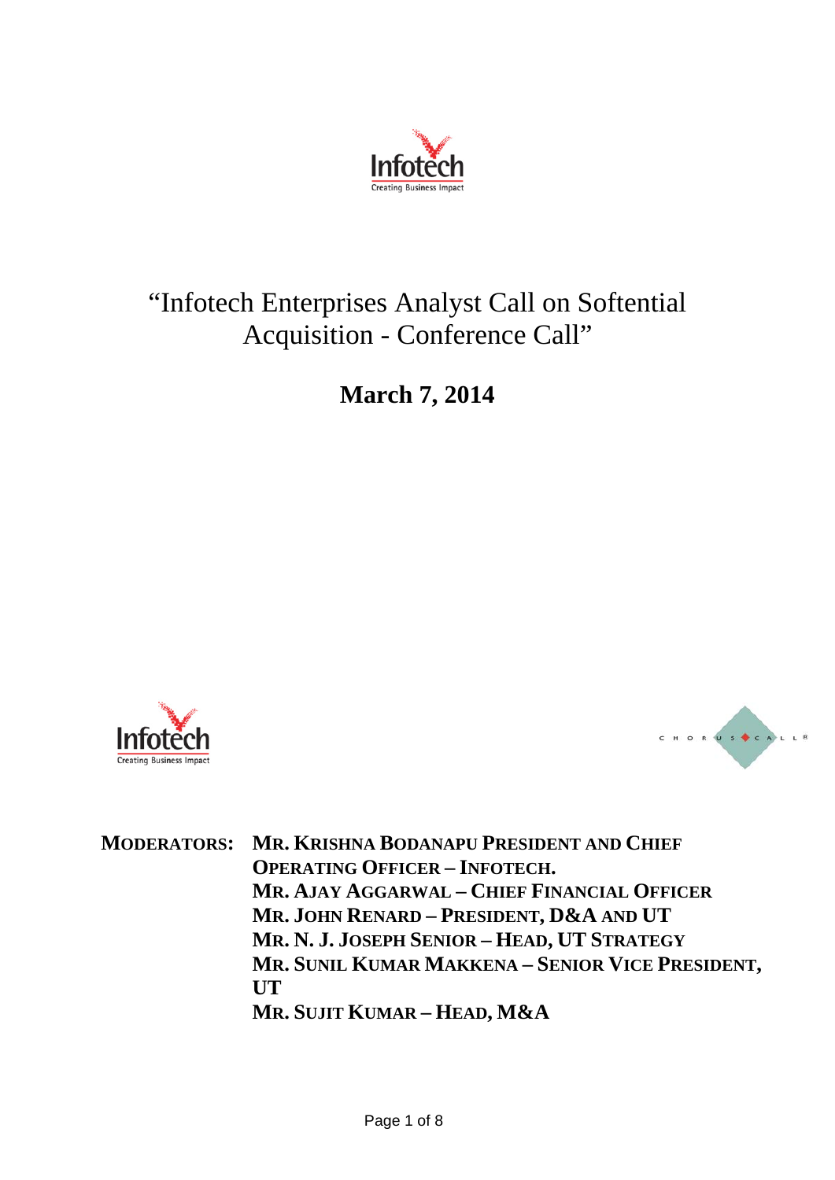# "Infotech Enterprises Analyst Call on Softential Acquisition - Conference Call"

## March 7, 2014

**MODERATORS:** **MR. KRISHNA BODANAPU PRESIDENT AND CHIEF OPERATING OFFICER – INFOTECH.**
**MR. AJAY AGGARWAL – CHIEF FINANCIAL OFFICER**
**MR. JOHN RENARD – PRESIDENT, D&A AND UT**
**MR. N. J. JOSEPH SENIOR – HEAD, UT STRATEGY**
**MR. SUNIL KUMAR MAKKENA – SENIOR VICE PRESIDENT, UT**
**MR. SUJIT KUMAR – HEAD, M&A**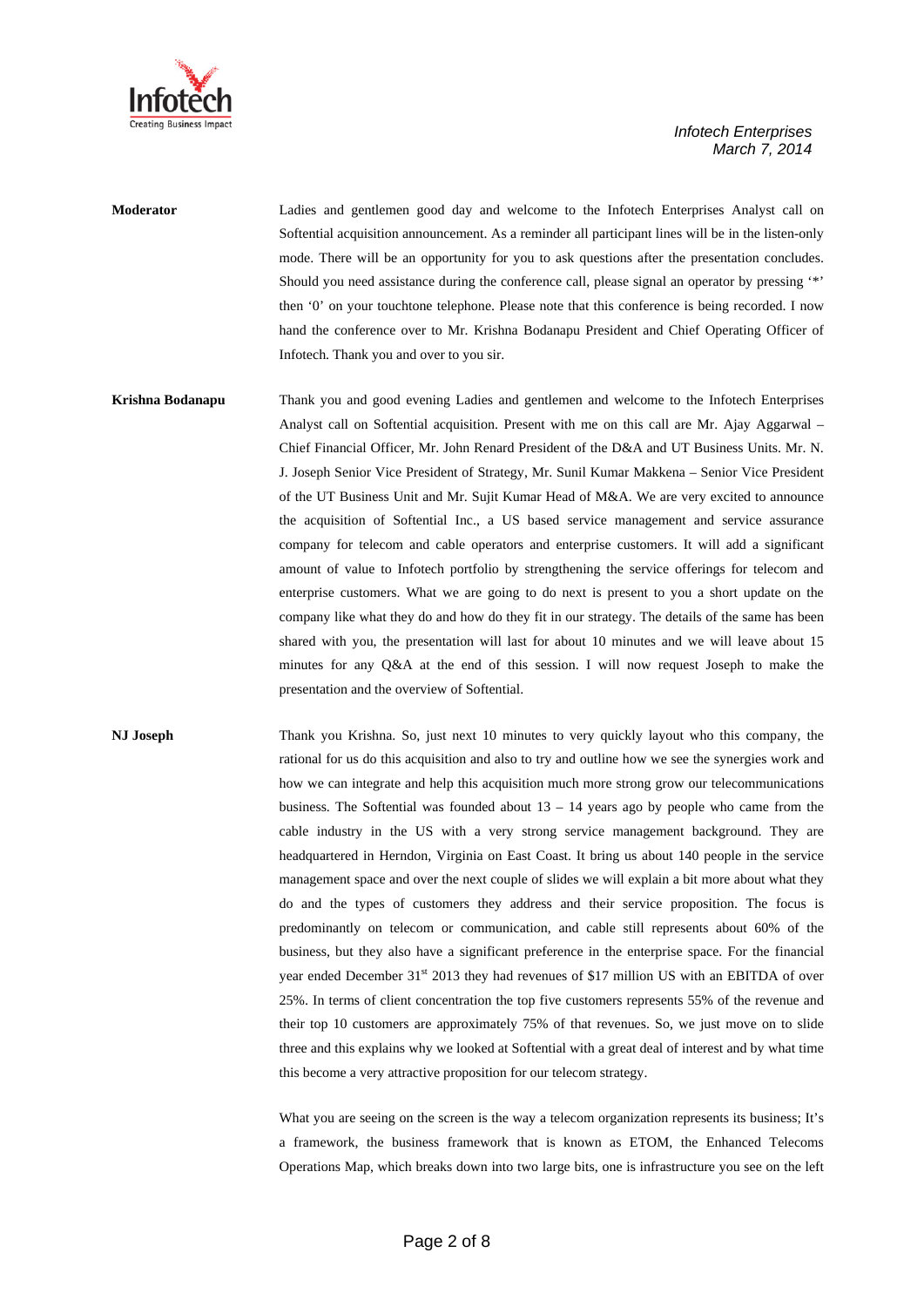**Moderator** Ladies and gentlemen good day and welcome to the Infotech Enterprises Analyst call on Softential acquisition announcement. As a reminder all participant lines will be in the listen-only mode. There will be an opportunity for you to ask questions after the presentation concludes. Should you need assistance during the conference call, please signal an operator by pressing '*' then '0' on your touchtone telephone. Please note that this conference is being recorded. I now hand the conference over to Mr. Krishna Bodanapu President and Chief Operating Officer of Infotech. Thank you and over to you sir.

**Krishna Bodanapu** Thank you and good evening Ladies and gentlemen and welcome to the Infotech Enterprises Analyst call on Softential acquisition. Present with me on this call are Mr. Ajay Aggarwal – Chief Financial Officer, Mr. John Renard President of the D&A and UT Business Units. Mr. N. J. Joseph Senior Vice President of Strategy, Mr. Sunil Kumar Makkena – Senior Vice President of the UT Business Unit and Mr. Sujit Kumar Head of M&A. We are very excited to announce the acquisition of Softential Inc., a US based service management and service assurance company for telecom and cable operators and enterprise customers. It will add a significant amount of value to Infotech portfolio by strengthening the service offerings for telecom and enterprise customers. What we are going to do next is present to you a short update on the company like what they do and how do they fit in our strategy. The details of the same has been shared with you, the presentation will last for about 10 minutes and we will leave about 15 minutes for any Q&A at the end of this session. I will now request Joseph to make the presentation and the overview of Softential.

**NJ Joseph** Thank you Krishna. So, just next 10 minutes to very quickly layout who this company, the rational for us do this acquisition and also to try and outline how we see the synergies work and how we can integrate and help this acquisition much more strong grow our telecommunications business. The Softential was founded about 13 – 14 years ago by people who came from the cable industry in the US with a very strong service management background. They are headquartered in Herndon, Virginia on East Coast. It bring us about 140 people in the service management space and over the next couple of slides we will explain a bit more about what they do and the types of customers they address and their service proposition. The focus is predominantly on telecom or communication, and cable still represents about 60% of the business, but they also have a significant preference in the enterprise space. For the financial year ended December 31st 2013 they had revenues of $17 million US with an EBITDA of over 25%. In terms of client concentration the top five customers represents 55% of the revenue and their top 10 customers are approximately 75% of that revenues. So, we just move on to slide three and this explains why we looked at Softential with a great deal of interest and by what time this become a very attractive proposition for our telecom strategy.

What you are seeing on the screen is the way a telecom organization represents its business; It's a framework, the business framework that is known as ETOM, the Enhanced Telecoms Operations Map, which breaks down into two large bits, one is infrastructure you see on the left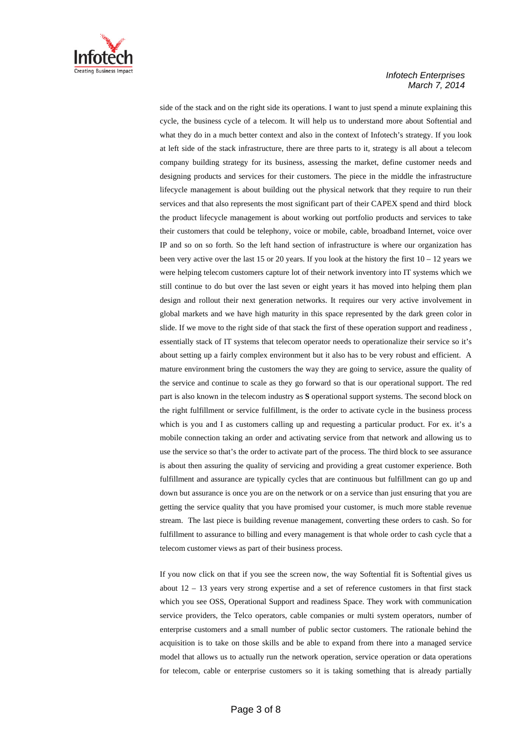side of the stack and on the right side its operations. I want to just spend a minute explaining this cycle, the business cycle of a telecom. It will help us to understand more about Softential and what they do in a much better context and also in the context of Infotech's strategy. If you look at left side of the stack infrastructure, there are three parts to it, strategy is all about a telecom company building strategy for its business, assessing the market, define customer needs and designing products and services for their customers. The piece in the middle the infrastructure lifecycle management is about building out the physical network that they require to run their services and that also represents the most significant part of their CAPEX spend and third block the product lifecycle management is about working out portfolio products and services to take their customers that could be telephony, voice or mobile, cable, broadband Internet, voice over IP and so on so forth. So the left hand section of infrastructure is where our organization has been very active over the last 15 or 20 years. If you look at the history the first 10 – 12 years we were helping telecom customers capture lot of their network inventory into IT systems which we still continue to do but over the last seven or eight years it has moved into helping them plan design and rollout their next generation networks. It requires our very active involvement in global markets and we have high maturity in this space represented by the dark green color in slide. If we move to the right side of that stack the first of these operation support and readiness , essentially stack of IT systems that telecom operator needs to operationalize their service so it's about setting up a fairly complex environment but it also has to be very robust and efficient. A mature environment bring the customers the way they are going to service, assure the quality of the service and continue to scale as they go forward so that is our operational support. The red part is also known in the telecom industry as **S** operational support systems. The second block on the right fulfillment or service fulfillment, is the order to activate cycle in the business process which is you and I as customers calling up and requesting a particular product. For ex. it's a mobile connection taking an order and activating service from that network and allowing us to use the service so that's the order to activate part of the process. The third block to see assurance is about then assuring the quality of servicing and providing a great customer experience. Both fulfillment and assurance are typically cycles that are continuous but fulfillment can go up and down but assurance is once you are on the network or on a service than just ensuring that you are getting the service quality that you have promised your customer, is much more stable revenue stream. The last piece is building revenue management, converting these orders to cash. So for fulfillment to assurance to billing and every management is that whole order to cash cycle that a telecom customer views as part of their business process.

If you now click on that if you see the screen now, the way Softential fit is Softential gives us about 12 – 13 years very strong expertise and a set of reference customers in that first stack which you see OSS, Operational Support and readiness Space. They work with communication service providers, the Telco operators, cable companies or multi system operators, number of enterprise customers and a small number of public sector customers. The rationale behind the acquisition is to take on those skills and be able to expand from there into a managed service model that allows us to actually run the network operation, service operation or data operations for telecom, cable or enterprise customers so it is taking something that is already partially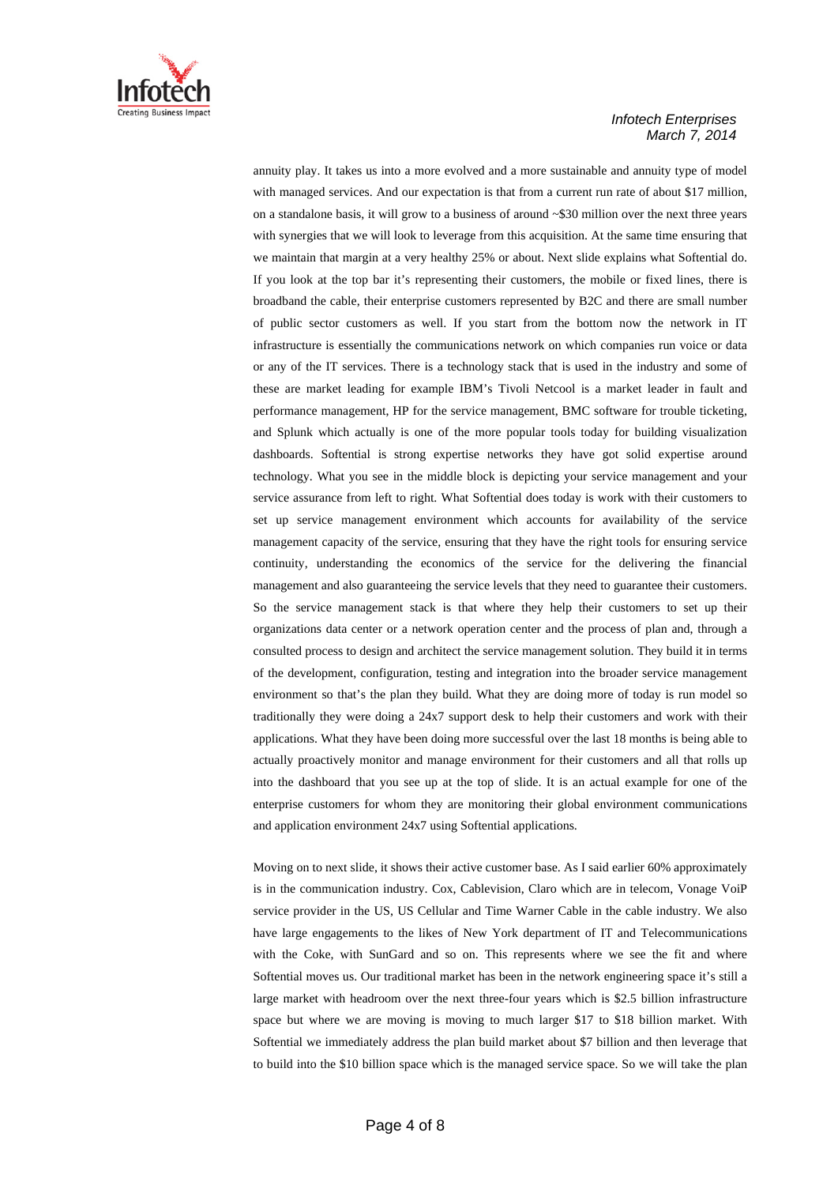annuity play. It takes us into a more evolved and a more sustainable and annuity type of model with managed services. And our expectation is that from a current run rate of about $17 million, on a standalone basis, it will grow to a business of around ~$30 million over the next three years with synergies that we will look to leverage from this acquisition. At the same time ensuring that we maintain that margin at a very healthy 25% or about. Next slide explains what Softential do. If you look at the top bar it's representing their customers, the mobile or fixed lines, there is broadband the cable, their enterprise customers represented by B2C and there are small number of public sector customers as well. If you start from the bottom now the network in IT infrastructure is essentially the communications network on which companies run voice or data or any of the IT services. There is a technology stack that is used in the industry and some of these are market leading for example IBM's Tivoli Netcool is a market leader in fault and performance management, HP for the service management, BMC software for trouble ticketing, and Splunk which actually is one of the more popular tools today for building visualization dashboards. Softential is strong expertise networks they have got solid expertise around technology. What you see in the middle block is depicting your service management and your service assurance from left to right. What Softential does today is work with their customers to set up service management environment which accounts for availability of the service management capacity of the service, ensuring that they have the right tools for ensuring service continuity, understanding the economics of the service for the delivering the financial management and also guaranteeing the service levels that they need to guarantee their customers. So the service management stack is that where they help their customers to set up their organizations data center or a network operation center and the process of plan and, through a consulted process to design and architect the service management solution. They build it in terms of the development, configuration, testing and integration into the broader service management environment so that's the plan they build. What they are doing more of today is run model so traditionally they were doing a 24x7 support desk to help their customers and work with their applications. What they have been doing more successful over the last 18 months is being able to actually proactively monitor and manage environment for their customers and all that rolls up into the dashboard that you see up at the top of slide. It is an actual example for one of the enterprise customers for whom they are monitoring their global environment communications and application environment 24x7 using Softential applications.

Moving on to next slide, it shows their active customer base. As I said earlier 60% approximately is in the communication industry. Cox, Cablevision, Claro which are in telecom, Vonage VoiP service provider in the US, US Cellular and Time Warner Cable in the cable industry. We also have large engagements to the likes of New York department of IT and Telecommunications with the Coke, with SunGard and so on. This represents where we see the fit and where Softential moves us. Our traditional market has been in the network engineering space it's still a large market with headroom over the next three-four years which is $2.5 billion infrastructure space but where we are moving is moving to much larger $17 to $18 billion market. With Softential we immediately address the plan build market about $7 billion and then leverage that to build into the $10 billion space which is the managed service space. So we will take the plan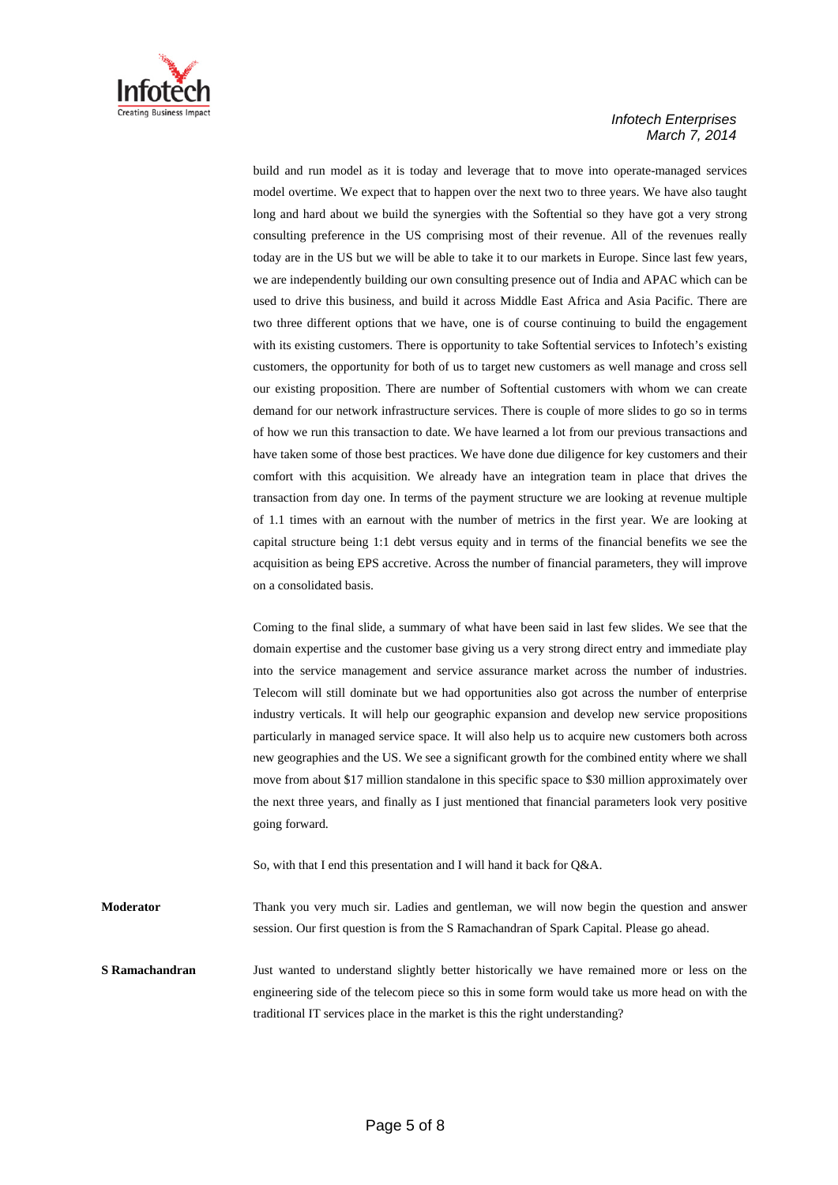build and run model as it is today and leverage that to move into operate-managed services model overtime. We expect that to happen over the next two to three years. We have also taught long and hard about we build the synergies with the Softential so they have got a very strong consulting preference in the US comprising most of their revenue. All of the revenues really today are in the US but we will be able to take it to our markets in Europe. Since last few years, we are independently building our own consulting presence out of India and APAC which can be used to drive this business, and build it across Middle East Africa and Asia Pacific. There are two three different options that we have, one is of course continuing to build the engagement with its existing customers. There is opportunity to take Softential services to Infotech's existing customers, the opportunity for both of us to target new customers as well manage and cross sell our existing proposition. There are number of Softential customers with whom we can create demand for our network infrastructure services. There is couple of more slides to go so in terms of how we run this transaction to date. We have learned a lot from our previous transactions and have taken some of those best practices. We have done due diligence for key customers and their comfort with this acquisition. We already have an integration team in place that drives the transaction from day one. In terms of the payment structure we are looking at revenue multiple of 1.1 times with an earnout with the number of metrics in the first year. We are looking at capital structure being 1:1 debt versus equity and in terms of the financial benefits we see the acquisition as being EPS accretive. Across the number of financial parameters, they will improve on a consolidated basis.

Coming to the final slide, a summary of what have been said in last few slides. We see that the domain expertise and the customer base giving us a very strong direct entry and immediate play into the service management and service assurance market across the number of industries. Telecom will still dominate but we had opportunities also got across the number of enterprise industry verticals. It will help our geographic expansion and develop new service propositions particularly in managed service space. It will also help us to acquire new customers both across new geographies and the US. We see a significant growth for the combined entity where we shall move from about $17 million standalone in this specific space to $30 million approximately over the next three years, and finally as I just mentioned that financial parameters look very positive going forward.

So, with that I end this presentation and I will hand it back for Q&A.

**Moderator** Thank you very much sir. Ladies and gentleman, we will now begin the question and answer session. Our first question is from the S Ramachandran of Spark Capital. Please go ahead.

**S Ramachandran** Just wanted to understand slightly better historically we have remained more or less on the engineering side of the telecom piece so this in some form would take us more head on with the traditional IT services place in the market is this the right understanding?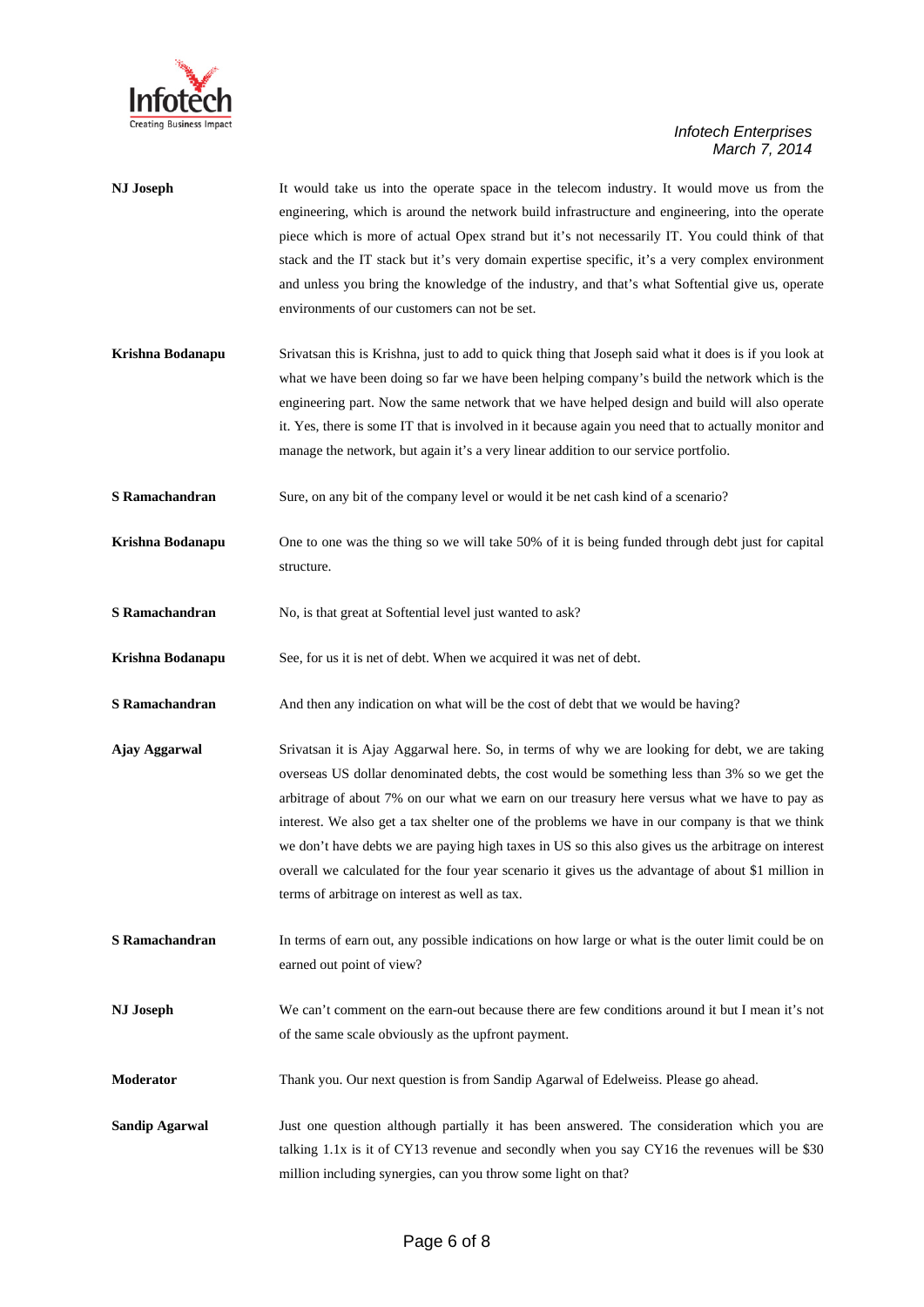**NJ Joseph** It would take us into the operate space in the telecom industry. It would move us from the engineering, which is around the network build infrastructure and engineering, into the operate piece which is more of actual Opex strand but it's not necessarily IT. You could think of that stack and the IT stack but it's very domain expertise specific, it's a very complex environment and unless you bring the knowledge of the industry, and that's what Softential give us, operate environments of our customers can not be set.

**Krishna Bodanapu** Srivatsan this is Krishna, just to add to quick thing that Joseph said what it does is if you look at what we have been doing so far we have been helping company's build the network which is the engineering part. Now the same network that we have helped design and build will also operate it. Yes, there is some IT that is involved in it because again you need that to actually monitor and manage the network, but again it's a very linear addition to our service portfolio.

**S Ramachandran** Sure, on any bit of the company level or would it be net cash kind of a scenario?

**Krishna Bodanapu** One to one was the thing so we will take 50% of it is being funded through debt just for capital structure.

**S Ramachandran** No, is that great at Softential level just wanted to ask?

**Krishna Bodanapu** See, for us it is net of debt. When we acquired it was net of debt.

**S Ramachandran** And then any indication on what will be the cost of debt that we would be having?

**Ajay Aggarwal** Srivatsan it is Ajay Aggarwal here. So, in terms of why we are looking for debt, we are taking overseas US dollar denominated debts, the cost would be something less than 3% so we get the arbitrage of about 7% on our what we earn on our treasury here versus what we have to pay as interest. We also get a tax shelter one of the problems we have in our company is that we think we don't have debts we are paying high taxes in US so this also gives us the arbitrage on interest overall we calculated for the four year scenario it gives us the advantage of about $1 million in terms of arbitrage on interest as well as tax.

**S Ramachandran** In terms of earn out, any possible indications on how large or what is the outer limit could be on earned out point of view?

**NJ Joseph** We can't comment on the earn-out because there are few conditions around it but I mean it's not of the same scale obviously as the upfront payment.

**Moderator** Thank you. Our next question is from Sandip Agarwal of Edelweiss. Please go ahead.

**Sandip Agarwal** Just one question although partially it has been answered. The consideration which you are talking 1.1x is it of CY13 revenue and secondly when you say CY16 the revenues will be $30 million including synergies, can you throw some light on that?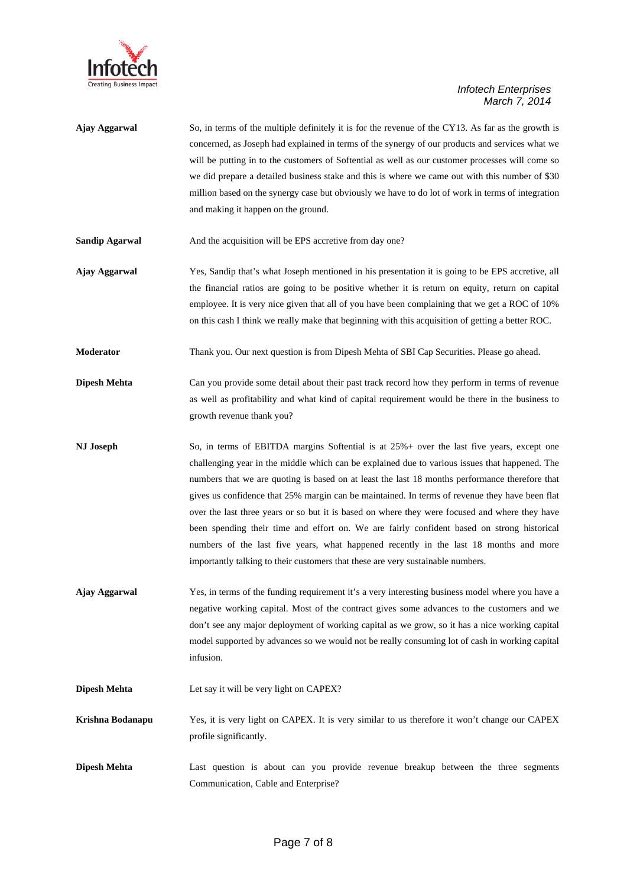**Ajay Aggarwal** So, in terms of the multiple definitely it is for the revenue of the CY13. As far as the growth is concerned, as Joseph had explained in terms of the synergy of our products and services what we will be putting in to the customers of Softential as well as our customer processes will come so we did prepare a detailed business stake and this is where we came out with this number of $30 million based on the synergy case but obviously we have to do lot of work in terms of integration and making it happen on the ground.

**Sandip Agarwal** And the acquisition will be EPS accretive from day one?

**Ajay Aggarwal** Yes, Sandip that's what Joseph mentioned in his presentation it is going to be EPS accretive, all the financial ratios are going to be positive whether it is return on equity, return on capital employee. It is very nice given that all of you have been complaining that we get a ROC of 10% on this cash I think we really make that beginning with this acquisition of getting a better ROC.

**Moderator** Thank you. Our next question is from Dipesh Mehta of SBI Cap Securities. Please go ahead.

**Dipesh Mehta** Can you provide some detail about their past track record how they perform in terms of revenue as well as profitability and what kind of capital requirement would be there in the business to growth revenue thank you?

**NJ Joseph** So, in terms of EBITDA margins Softential is at 25%+ over the last five years, except one challenging year in the middle which can be explained due to various issues that happened. The numbers that we are quoting is based on at least the last 18 months performance therefore that gives us confidence that 25% margin can be maintained. In terms of revenue they have been flat over the last three years or so but it is based on where they were focused and where they have been spending their time and effort on. We are fairly confident based on strong historical numbers of the last five years, what happened recently in the last 18 months and more importantly talking to their customers that these are very sustainable numbers.

**Ajay Aggarwal** Yes, in terms of the funding requirement it's a very interesting business model where you have a negative working capital. Most of the contract gives some advances to the customers and we don't see any major deployment of working capital as we grow, so it has a nice working capital model supported by advances so we would not be really consuming lot of cash in working capital infusion.

**Dipesh Mehta** Let say it will be very light on CAPEX?

**Krishna Bodanapu** Yes, it is very light on CAPEX. It is very similar to us therefore it won't change our CAPEX profile significantly.

**Dipesh Mehta** Last question is about can you provide revenue breakup between the three segments Communication, Cable and Enterprise?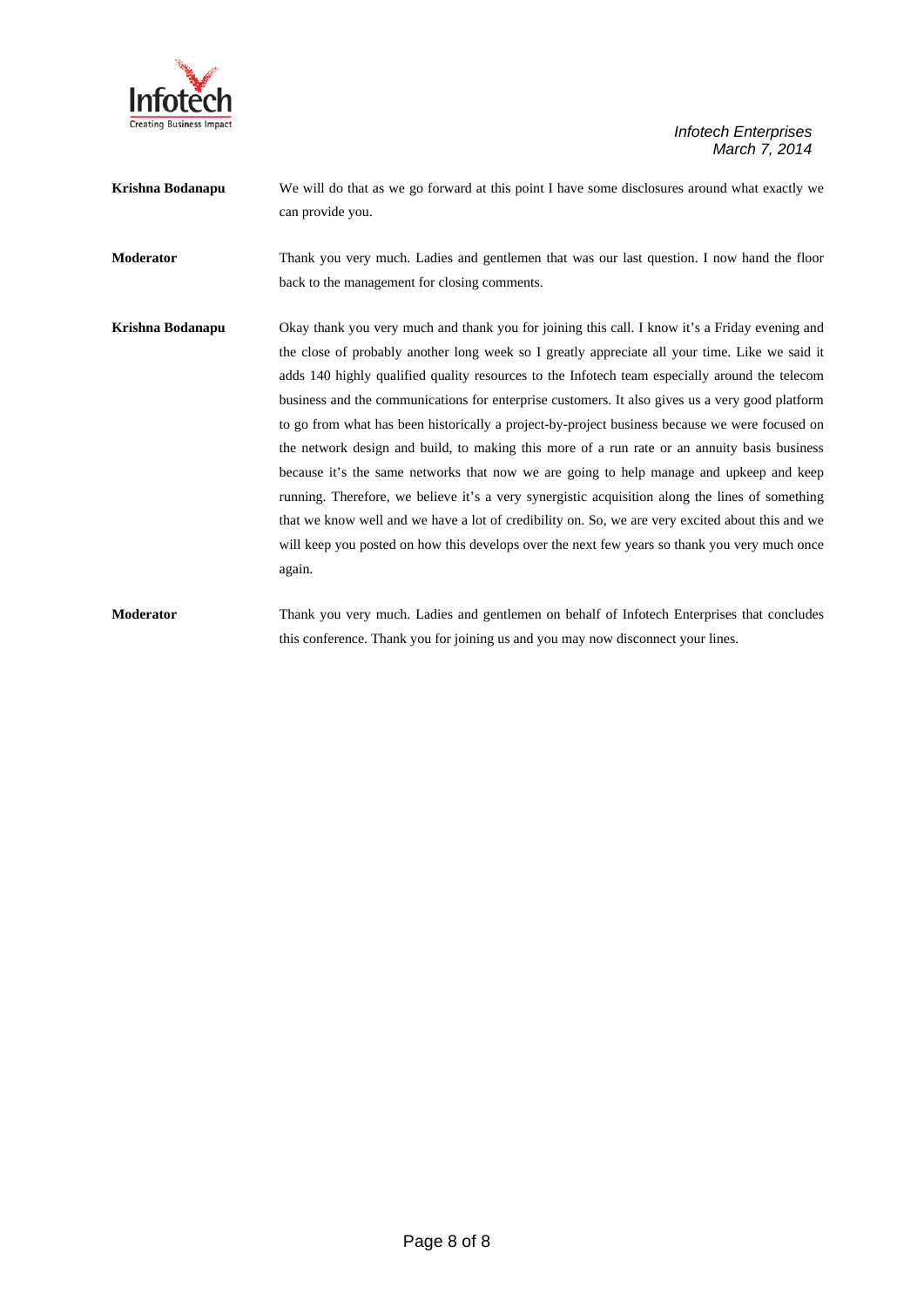**Krishna Bodanapu** We will do that as we go forward at this point I have some disclosures around what exactly we can provide you.

**Moderator** Thank you very much. Ladies and gentlemen that was our last question. I now hand the floor back to the management for closing comments.

**Krishna Bodanapu** Okay thank you very much and thank you for joining this call. I know it's a Friday evening and the close of probably another long week so I greatly appreciate all your time. Like we said it adds 140 highly qualified quality resources to the Infotech team especially around the telecom business and the communications for enterprise customers. It also gives us a very good platform to go from what has been historically a project-by-project business because we were focused on the network design and build, to making this more of a run rate or an annuity basis business because it's the same networks that now we are going to help manage and upkeep and keep running. Therefore, we believe it's a very synergistic acquisition along the lines of something that we know well and we have a lot of credibility on. So, we are very excited about this and we will keep you posted on how this develops over the next few years so thank you very much once again.

**Moderator** Thank you very much. Ladies and gentlemen on behalf of Infotech Enterprises that concludes this conference. Thank you for joining us and you may now disconnect your lines.